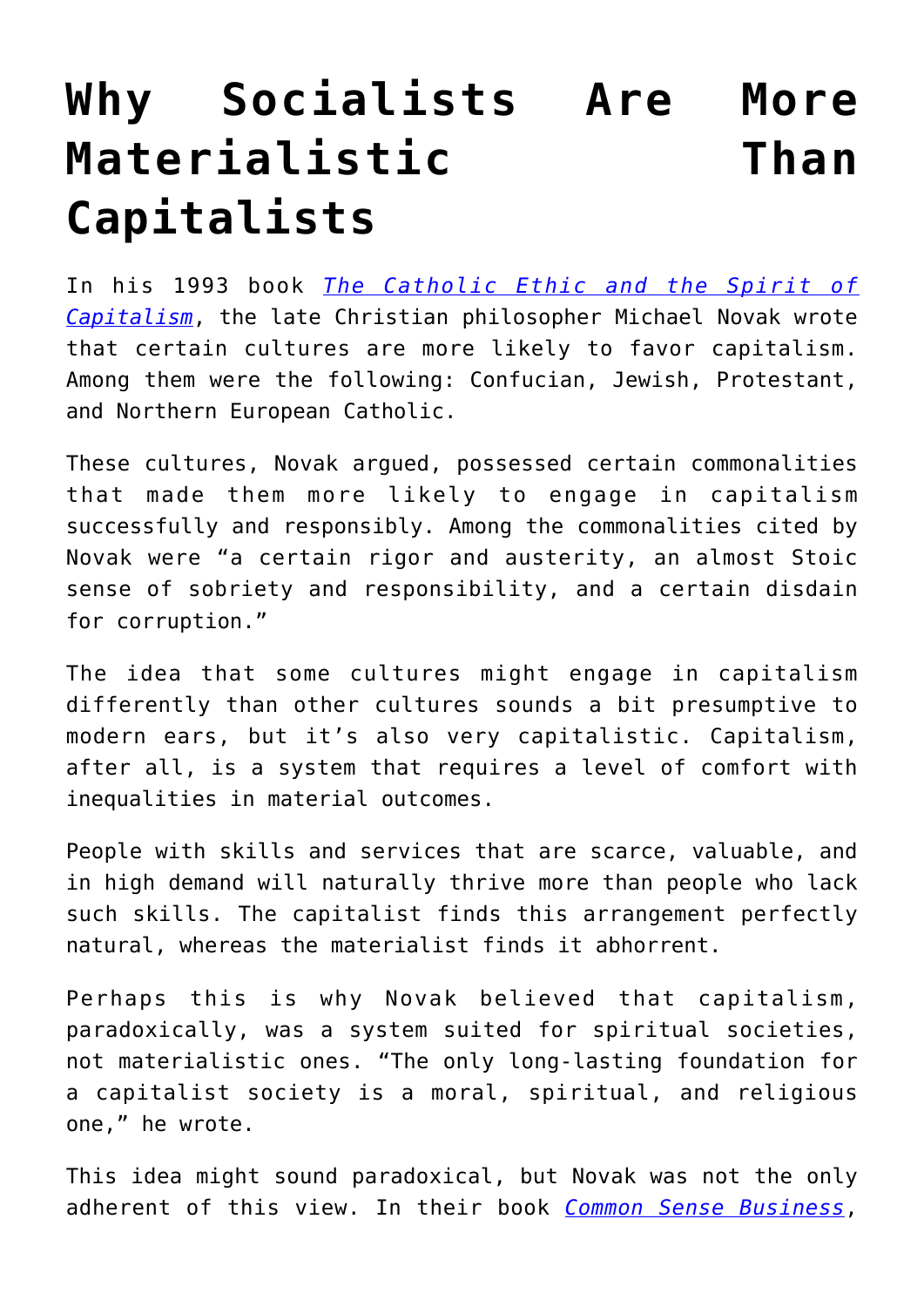# Why Socialists Are More Materialistic Than Capitalists

In his 1993 book *[The Catholic Ethic and the Spirit of Capitalism](#)*, the late Christian philosopher Michael Novak wrote that certain cultures are more likely to favor capitalism. Among them were the following: Confucian, Jewish, Protestant, and Northern European Catholic.

These cultures, Novak argued, possessed certain commonalities that made them more likely to engage in capitalism successfully and responsibly. Among the commonalities cited by Novak were "a certain rigor and austerity, an almost Stoic sense of sobriety and responsibility, and a certain disdain for corruption."

The idea that some cultures might engage in capitalism differently than other cultures sounds a bit presumptive to modern ears, but it's also very capitalistic. Capitalism, after all, is a system that requires a level of comfort with inequalities in material outcomes.

People with skills and services that are scarce, valuable, and in high demand will naturally thrive more than people who lack such skills. The capitalist finds this arrangement perfectly natural, whereas the materialist finds it abhorrent.

Perhaps this is why Novak believed that capitalism, paradoxically, was a system suited for spiritual societies, not materialistic ones. "The only long-lasting foundation for a capitalist society is a moral, spiritual, and religious one," he wrote.

This idea might sound paradoxical, but Novak was not the only adherent of this view. In their book *[Common Sense Business](#)*,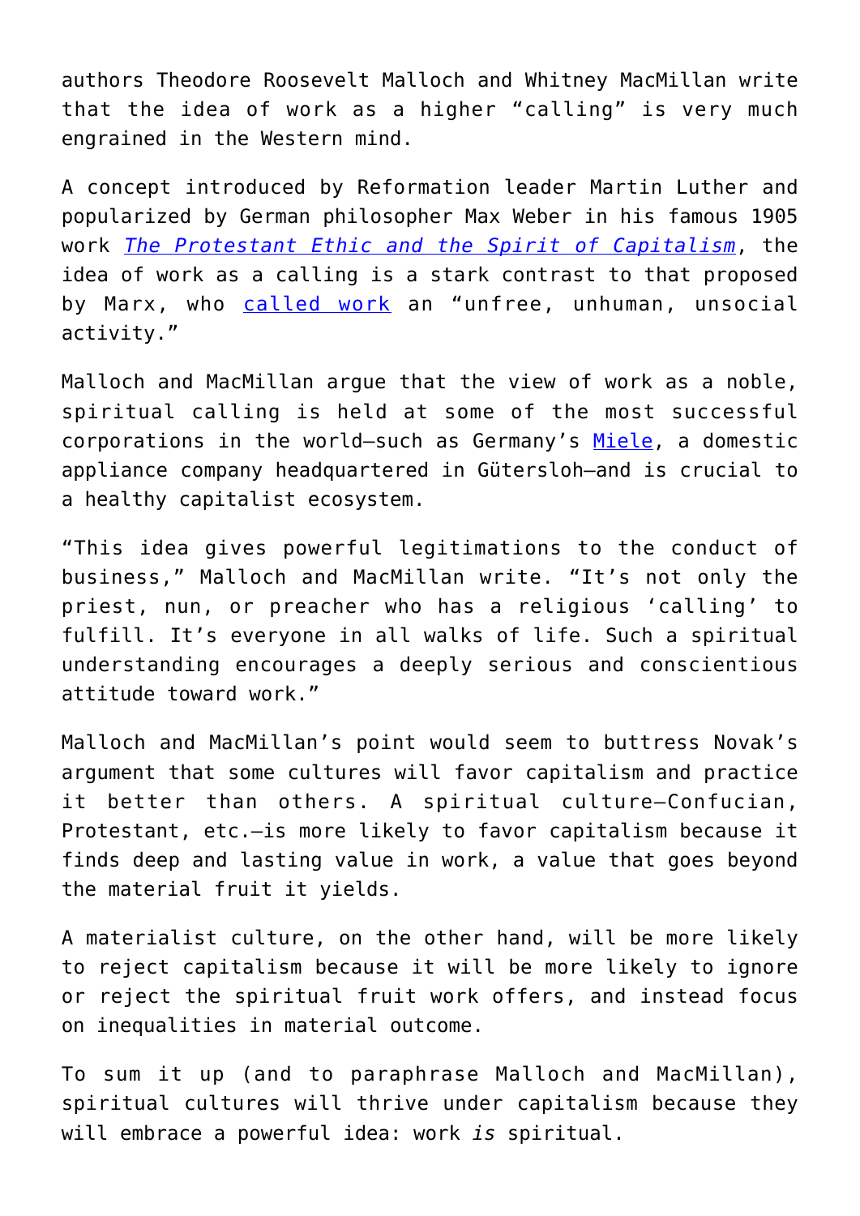authors Theodore Roosevelt Malloch and Whitney MacMillan write that the idea of work as a higher "calling" is very much engrained in the Western mind.

A concept introduced by Reformation leader Martin Luther and popularized by German philosopher Max Weber in his famous 1905 work *The Protestant Ethic and the Spirit of Capitalism*, the idea of work as a calling is a stark contrast to that proposed by Marx, who called work an "unfree, unhuman, unsocial activity."

Malloch and MacMillan argue that the view of work as a noble, spiritual calling is held at some of the most successful corporations in the world—such as Germany's Miele, a domestic appliance company headquartered in Gütersloh—and is crucial to a healthy capitalist ecosystem.

"This idea gives powerful legitimations to the conduct of business," Malloch and MacMillan write. "It's not only the priest, nun, or preacher who has a religious 'calling' to fulfill. It's everyone in all walks of life. Such a spiritual understanding encourages a deeply serious and conscientious attitude toward work."

Malloch and MacMillan's point would seem to buttress Novak's argument that some cultures will favor capitalism and practice it better than others. A spiritual culture—Confucian, Protestant, etc.—is more likely to favor capitalism because it finds deep and lasting value in work, a value that goes beyond the material fruit it yields.

A materialist culture, on the other hand, will be more likely to reject capitalism because it will be more likely to ignore or reject the spiritual fruit work offers, and instead focus on inequalities in material outcome.

To sum it up (and to paraphrase Malloch and MacMillan), spiritual cultures will thrive under capitalism because they will embrace a powerful idea: work *is* spiritual.